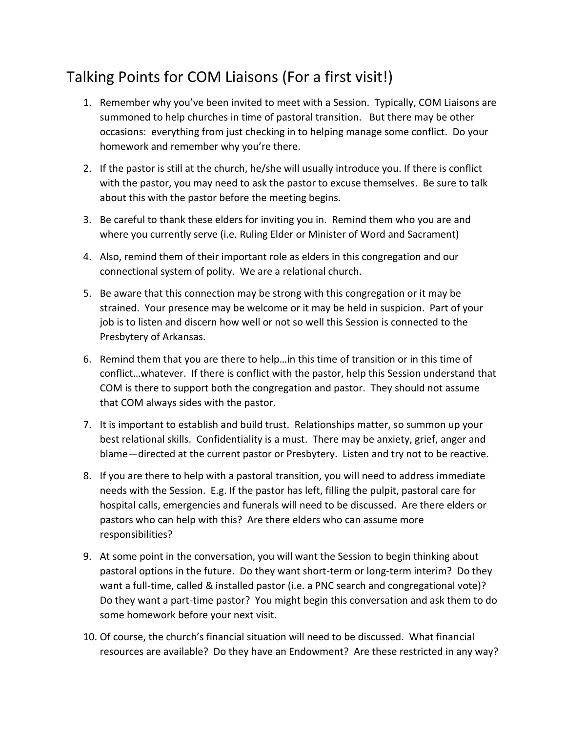# Talking Points for COM Liaisons (For a first visit!)

1. Remember why you've been invited to meet with a Session. Typically, COM Liaisons are summoned to help churches in time of pastoral transition. But there may be other occasions: everything from just checking in to helping manage some conflict. Do your homework and remember why you're there.

2. If the pastor is still at the church, he/she will usually introduce you. If there is conflict with the pastor, you may need to ask the pastor to excuse themselves. Be sure to talk about this with the pastor before the meeting begins.

3. Be careful to thank these elders for inviting you in. Remind them who you are and where you currently serve (i.e. Ruling Elder or Minister of Word and Sacrament)

4. Also, remind them of their important role as elders in this congregation and our connectional system of polity. We are a relational church.

5. Be aware that this connection may be strong with this congregation or it may be strained. Your presence may be welcome or it may be held in suspicion. Part of your job is to listen and discern how well or not so well this Session is connected to the Presbytery of Arkansas.

6. Remind them that you are there to help…in this time of transition or in this time of conflict…whatever. If there is conflict with the pastor, help this Session understand that COM is there to support both the congregation and pastor. They should not assume that COM always sides with the pastor.

7. It is important to establish and build trust. Relationships matter, so summon up your best relational skills. Confidentiality is a must. There may be anxiety, grief, anger and blame—directed at the current pastor or Presbytery. Listen and try not to be reactive.

8. If you are there to help with a pastoral transition, you will need to address immediate needs with the Session. E.g. If the pastor has left, filling the pulpit, pastoral care for hospital calls, emergencies and funerals will need to be discussed. Are there elders or pastors who can help with this? Are there elders who can assume more responsibilities?

9. At some point in the conversation, you will want the Session to begin thinking about pastoral options in the future. Do they want short-term or long-term interim? Do they want a full-time, called & installed pastor (i.e. a PNC search and congregational vote)? Do they want a part-time pastor? You might begin this conversation and ask them to do some homework before your next visit.

10. Of course, the church's financial situation will need to be discussed. What financial resources are available? Do they have an Endowment? Are these restricted in any way?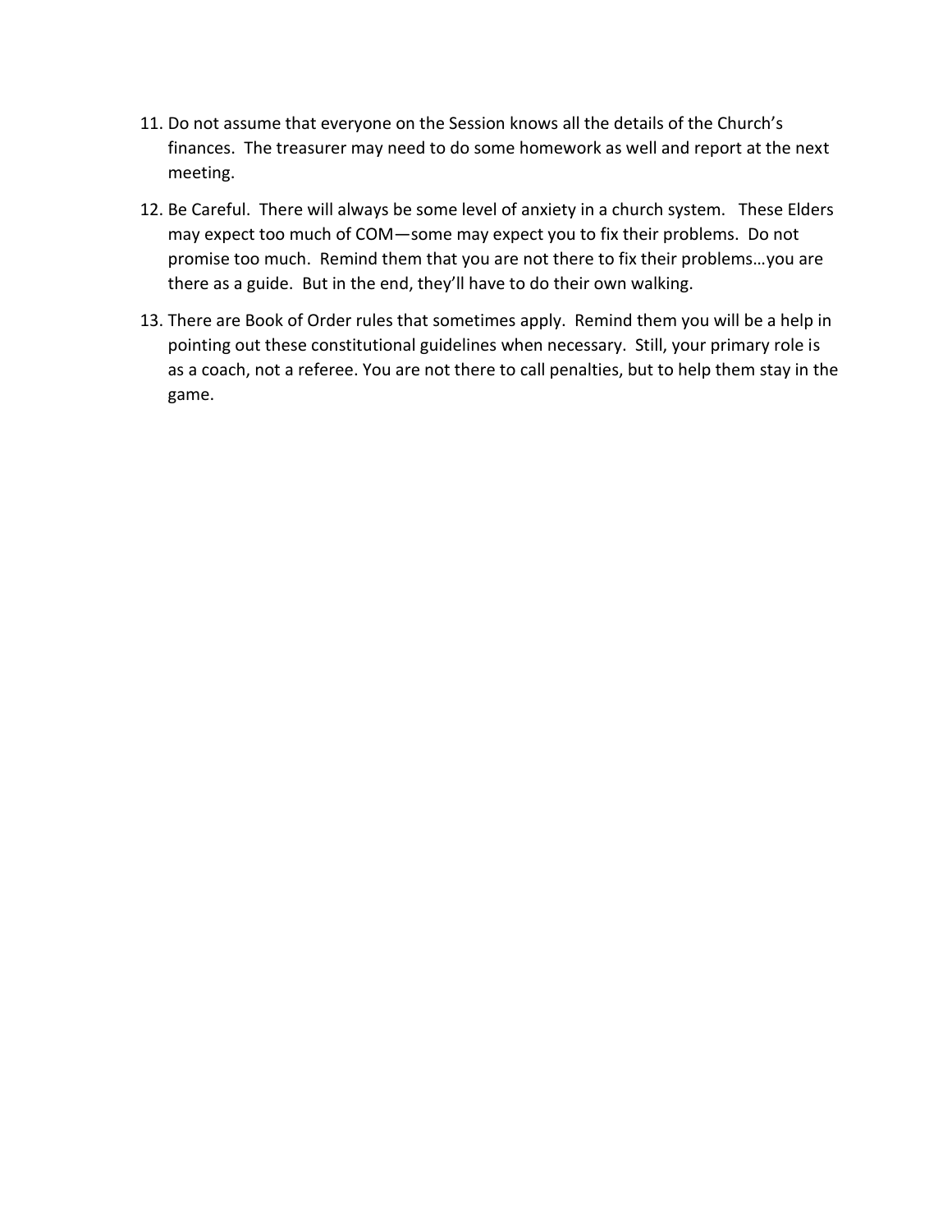11. Do not assume that everyone on the Session knows all the details of the Church's finances. The treasurer may need to do some homework as well and report at the next meeting.

12. Be Careful. There will always be some level of anxiety in a church system. These Elders may expect too much of COM—some may expect you to fix their problems. Do not promise too much. Remind them that you are not there to fix their problems…you are there as a guide. But in the end, they'll have to do their own walking.

13. There are Book of Order rules that sometimes apply. Remind them you will be a help in pointing out these constitutional guidelines when necessary. Still, your primary role is as a coach, not a referee. You are not there to call penalties, but to help them stay in the game.